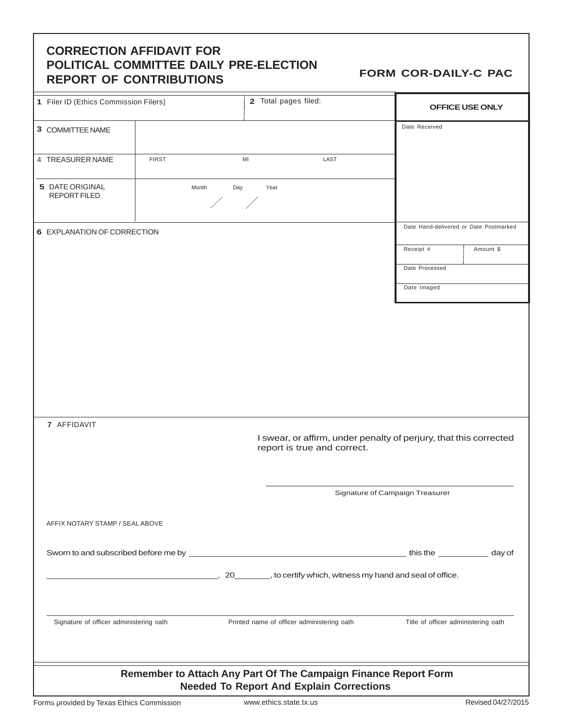# CORRECTION AFFIDAVIT FOR POLITICAL COMMITTEE DAILY PRE-ELECTION REPORT OF CONTRIBUTIONS

**FORM COR-DAILY-C PAC**

| | | |
|---|---|---|
| **1** Filer ID (Ethics Commission Filers) | **2** Total pages filed: | **OFFICE USE ONLY** |
| **3** COMMITTEE NAME | | Date Received |
| 4 TREASURER NAME | FIRST MI LAST | |
| **5** DATE ORIGINAL REPORT FILED | Month / Day / Year | |
| **6** EXPLANATION OF CORRECTION | | Date Hand-delivered or Date Postmarked |
| | | Receipt # / Amount $ |
| | | Date Processed |
| | | Date Imaged |

**7** AFFIDAVIT

I swear, or affirm, under penalty of perjury, that this corrected report is true and correct.

Signature of Campaign Treasurer

AFFIX NOTARY STAMP / SEAL ABOVE

Sworn to and subscribed before me by ______________________________ this the __________ day of

______________________________, 20_______, to certify which, witness my hand and seal of office.

Signature of officer administering oath | Printed name of officer administering oath | Title of officer administering oath

**Remember to Attach Any Part Of The Campaign Finance Report Form Needed To Report And Explain Corrections**

Forms provided by Texas Ethics Commission www.ethics.state.tx.us Revised 04/27/2015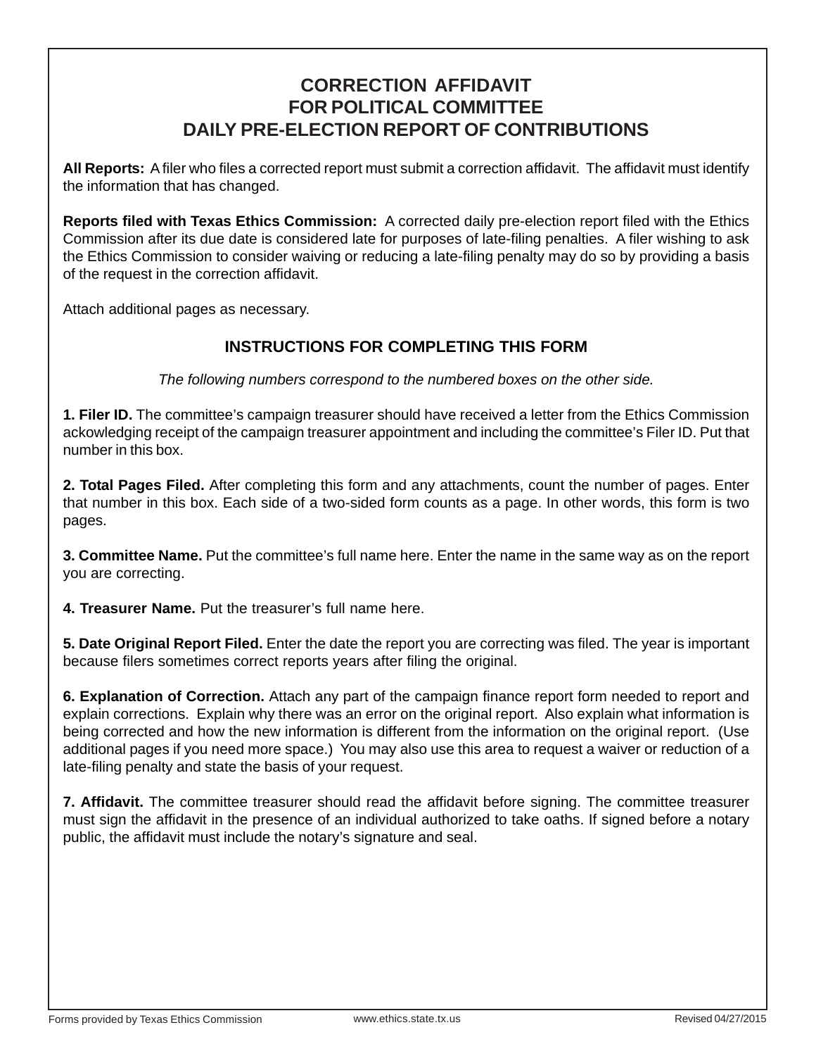# CORRECTION AFFIDAVIT
# FOR POLITICAL COMMITTEE
# DAILY PRE-ELECTION REPORT OF CONTRIBUTIONS

**All Reports:** A filer who files a corrected report must submit a correction affidavit. The affidavit must identify the information that has changed.

**Reports filed with Texas Ethics Commission:** A corrected daily pre-election report filed with the Ethics Commission after its due date is considered late for purposes of late-filing penalties. A filer wishing to ask the Ethics Commission to consider waiving or reducing a late-filing penalty may do so by providing a basis of the request in the correction affidavit.

Attach additional pages as necessary.

## INSTRUCTIONS FOR COMPLETING THIS FORM

*The following numbers correspond to the numbered boxes on the other side.*

**1. Filer ID.** The committee's campaign treasurer should have received a letter from the Ethics Commission ackowledging receipt of the campaign treasurer appointment and including the committee's Filer ID. Put that number in this box.

**2. Total Pages Filed.** After completing this form and any attachments, count the number of pages. Enter that number in this box. Each side of a two-sided form counts as a page. In other words, this form is two pages.

**3. Committee Name.** Put the committee's full name here. Enter the name in the same way as on the report you are correcting.

**4. Treasurer Name.** Put the treasurer's full name here.

**5. Date Original Report Filed.** Enter the date the report you are correcting was filed. The year is important because filers sometimes correct reports years after filing the original.

**6. Explanation of Correction.** Attach any part of the campaign finance report form needed to report and explain corrections. Explain why there was an error on the original report. Also explain what information is being corrected and how the new information is different from the information on the original report. (Use additional pages if you need more space.) You may also use this area to request a waiver or reduction of a late-filing penalty and state the basis of your request.

**7. Affidavit.** The committee treasurer should read the affidavit before signing. The committee treasurer must sign the affidavit in the presence of an individual authorized to take oaths. If signed before a notary public, the affidavit must include the notary's signature and seal.

Forms provided by Texas Ethics Commission www.ethics.state.tx.us Revised 04/27/2015